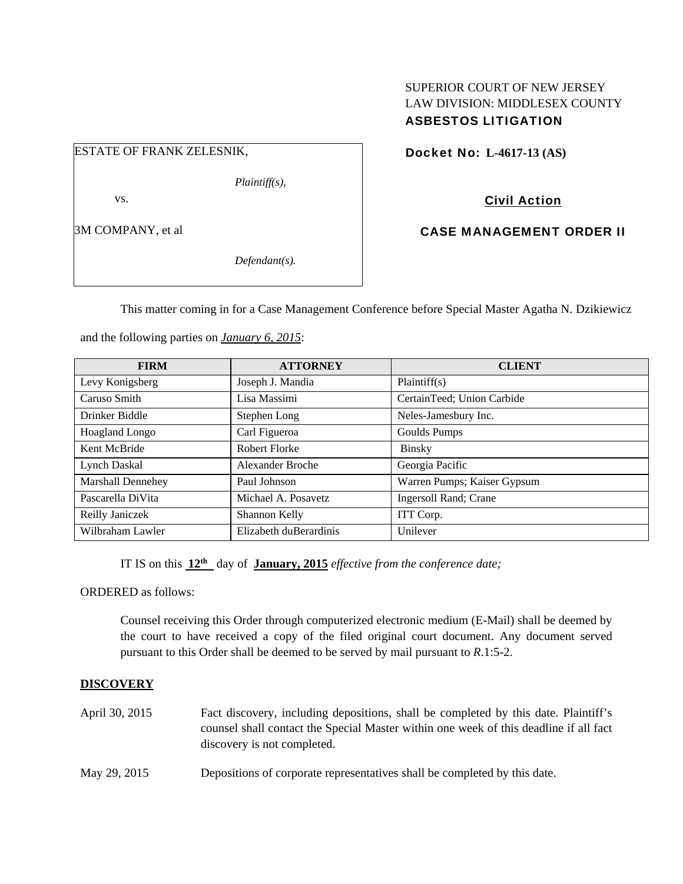SUPERIOR COURT OF NEW JERSEY
LAW DIVISION: MIDDLESEX COUNTY
**ASBESTOS LITIGATION**

ESTATE OF FRANK ZELESNIK,

*Plaintiff(s),*

vs.

3M COMPANY, et al

*Defendant(s).*

**Docket No: L-4617-13 (AS)**

**Civil Action**

**CASE MANAGEMENT ORDER II**

This matter coming in for a Case Management Conference before Special Master Agatha N. Dzikiewicz and the following parties on ***January 6, 2015***:

| FIRM | ATTORNEY | CLIENT |
|---|---|---|
| Levy Konigsberg | Joseph J. Mandia | Plaintiff(s) |
| Caruso Smith | Lisa Massimi | CertainTeed; Union Carbide |
| Drinker Biddle | Stephen Long | Neles-Jamesbury Inc. |
| Hoagland Longo | Carl Figueroa | Goulds Pumps |
| Kent McBride | Robert Florke | Binsky |
| Lynch Daskal | Alexander Broche | Georgia Pacific |
| Marshall Dennehey | Paul Johnson | Warren Pumps; Kaiser Gypsum |
| Pascarella DiVita | Michael A. Posavetz | Ingersoll Rand; Crane |
| Reilly Janiczek | Shannon Kelly | ITT Corp. |
| Wilbraham Lawler | Elizabeth duBerardinis | Unilever |

IT IS on this **12th** day of **January, 2015** *effective from the conference date;*

ORDERED as follows:

Counsel receiving this Order through computerized electronic medium (E-Mail) shall be deemed by the court to have received a copy of the filed original court document. Any document served pursuant to this Order shall be deemed to be served by mail pursuant to *R*.1:5-2.

**DISCOVERY**

April 30, 2015 Fact discovery, including depositions, shall be completed by this date. Plaintiff's counsel shall contact the Special Master within one week of this deadline if all fact discovery is not completed.

May 29, 2015 Depositions of corporate representatives shall be completed by this date.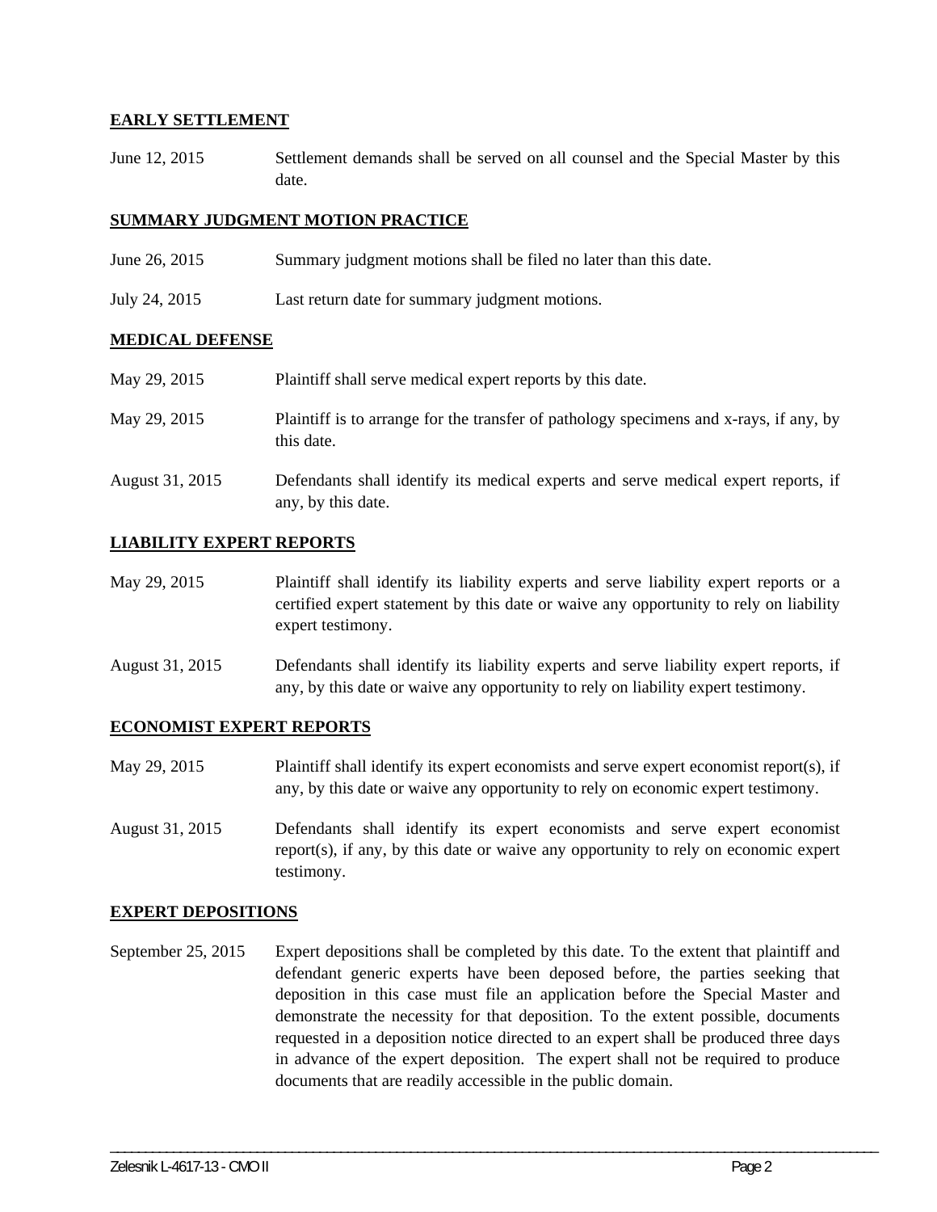**EARLY SETTLEMENT**

June 12, 2015 Settlement demands shall be served on all counsel and the Special Master by this date.

**SUMMARY JUDGMENT MOTION PRACTICE**

June 26, 2015 Summary judgment motions shall be filed no later than this date.

July 24, 2015 Last return date for summary judgment motions.

**MEDICAL DEFENSE**

May 29, 2015 Plaintiff shall serve medical expert reports by this date.

May 29, 2015 Plaintiff is to arrange for the transfer of pathology specimens and x-rays, if any, by this date.

August 31, 2015 Defendants shall identify its medical experts and serve medical expert reports, if any, by this date.

**LIABILITY EXPERT REPORTS**

May 29, 2015 Plaintiff shall identify its liability experts and serve liability expert reports or a certified expert statement by this date or waive any opportunity to rely on liability expert testimony.

August 31, 2015 Defendants shall identify its liability experts and serve liability expert reports, if any, by this date or waive any opportunity to rely on liability expert testimony.

**ECONOMIST EXPERT REPORTS**

May 29, 2015 Plaintiff shall identify its expert economists and serve expert economist report(s), if any, by this date or waive any opportunity to rely on economic expert testimony.

August 31, 2015 Defendants shall identify its expert economists and serve expert economist report(s), if any, by this date or waive any opportunity to rely on economic expert testimony.

**EXPERT DEPOSITIONS**

September 25, 2015 Expert depositions shall be completed by this date. To the extent that plaintiff and defendant generic experts have been deposed before, the parties seeking that deposition in this case must file an application before the Special Master and demonstrate the necessity for that deposition. To the extent possible, documents requested in a deposition notice directed to an expert shall be produced three days in advance of the expert deposition. The expert shall not be required to produce documents that are readily accessible in the public domain.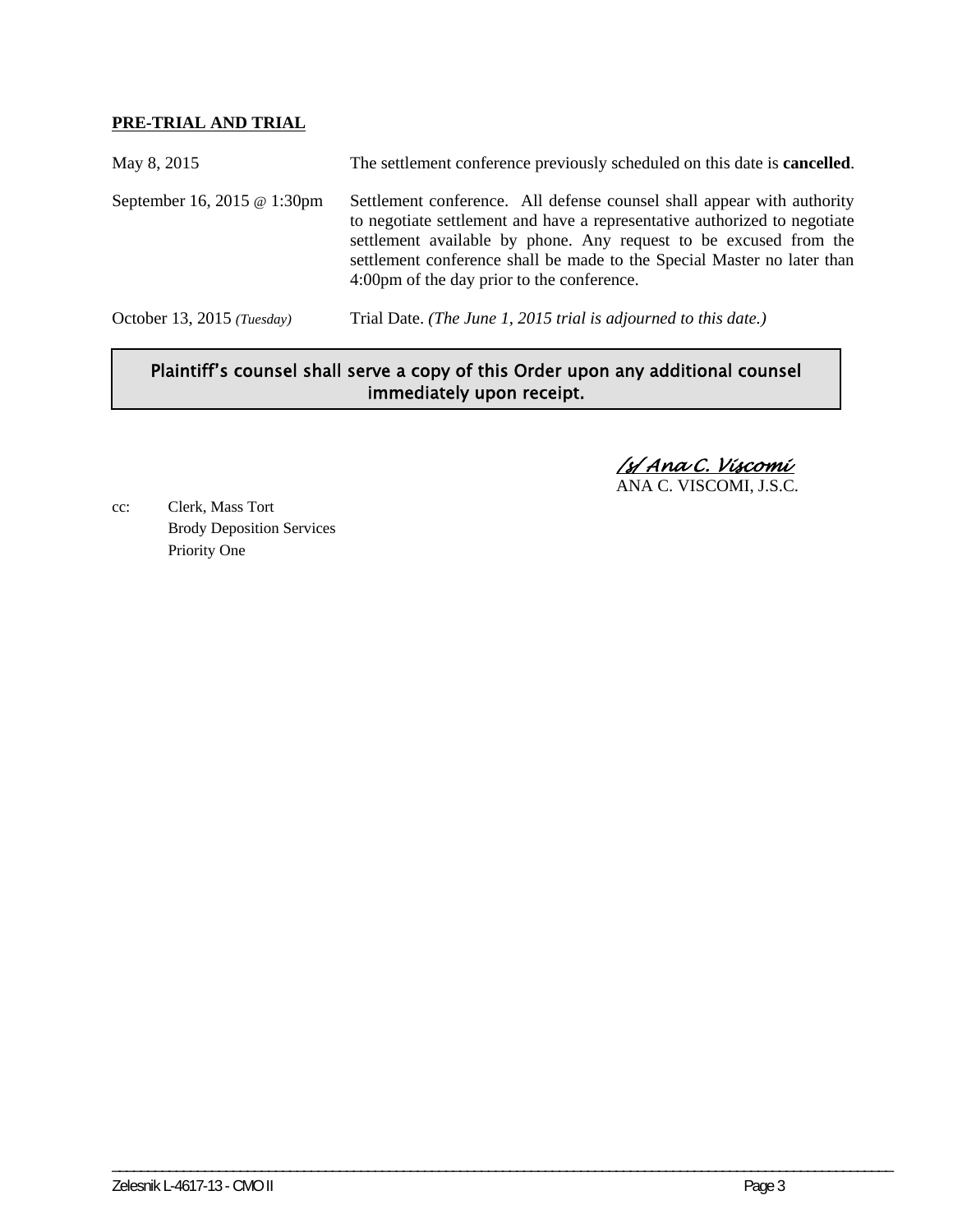**PRE-TRIAL AND TRIAL**

| | |
|---|---|
| May 8, 2015 | The settlement conference previously scheduled on this date is **cancelled**. |
| September 16, 2015 @ 1:30pm | Settlement conference. All defense counsel shall appear with authority to negotiate settlement and have a representative authorized to negotiate settlement available by phone. Any request to be excused from the settlement conference shall be made to the Special Master no later than 4:00pm of the day prior to the conference. |
| October 13, 2015 *(Tuesday)* | Trial Date. *(The June 1, 2015 trial is adjourned to this date.)* |

**Plaintiff's counsel shall serve a copy of this Order upon any additional counsel immediately upon receipt.**

*/s/ Ana C. Viscomi*
ANA C. VISCOMI, J.S.C.

cc: Clerk, Mass Tort
Brody Deposition Services
Priority One